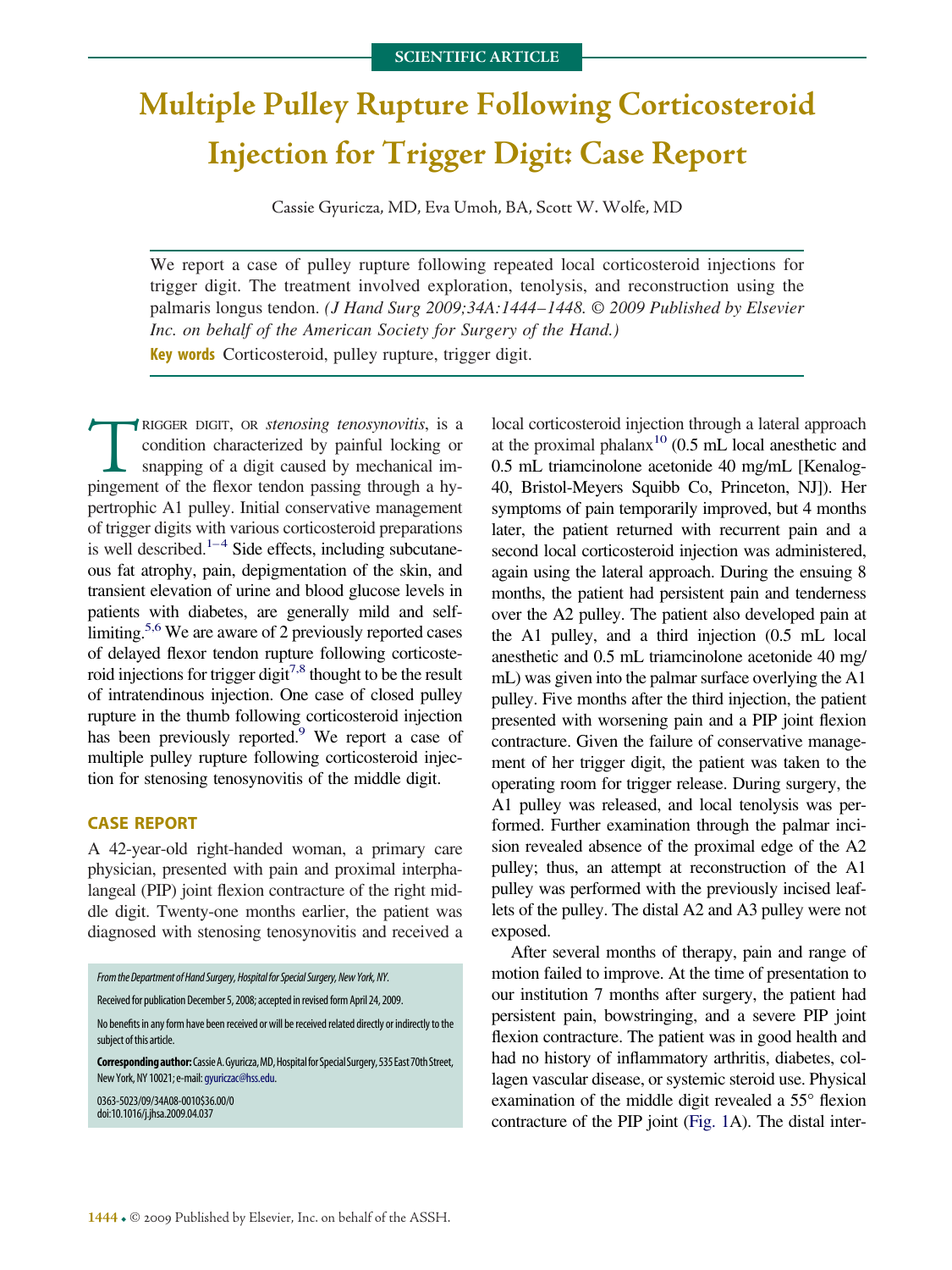SCIENTIFIC ARTICLE

# Multiple Pulley Rupture Following Corticosteroid Injection for Trigger Digit: Case Report

Cassie Gyuricza, MD, Eva Umoh, BA, Scott W. Wolfe, MD

We report a case of pulley rupture following repeated local corticosteroid injections for trigger digit. The treatment involved exploration, tenolysis, and reconstruction using the palmaris longus tendon. *(J Hand Surg 2009;34A:1444–1448. © 2009 Published by Elsevier Inc. on behalf of the American Society for Surgery of the Hand.)*

**Key words** Corticosteroid, pulley rupture, trigger digit.

TRIGGER DIGIT, OR *stenosing tenosynovitis*, is a condition characterized by painful locking or snapping of a digit caused by mechanical impingement of the flexor tendon passing through a hypertrophic A1 pulley. Initial conservative management of trigger digits with various corticosteroid preparations is well described.[1–4] Side effects, including subcutaneous fat atrophy, pain, depigmentation of the skin, and transient elevation of urine and blood glucose levels in patients with diabetes, are generally mild and self-limiting.[5,6] We are aware of 2 previously reported cases of delayed flexor tendon rupture following corticosteroid injections for trigger digit[7,8] thought to be the result of intratendinous injection. One case of closed pulley rupture in the thumb following corticosteroid injection has been previously reported.[9] We report a case of multiple pulley rupture following corticosteroid injection for stenosing tenosynovitis of the middle digit.

## CASE REPORT

A 42-year-old right-handed woman, a primary care physician, presented with pain and proximal interphalangeal (PIP) joint flexion contracture of the right middle digit. Twenty-one months earlier, the patient was diagnosed with stenosing tenosynovitis and received a local corticosteroid injection through a lateral approach at the proximal phalanx[10] (0.5 mL local anesthetic and 0.5 mL triamcinolone acetonide 40 mg/mL [Kenalog-40, Bristol-Meyers Squibb Co, Princeton, NJ]). Her symptoms of pain temporarily improved, but 4 months later, the patient returned with recurrent pain and a second local corticosteroid injection was administered, again using the lateral approach. During the ensuing 8 months, the patient had persistent pain and tenderness over the A2 pulley. The patient also developed pain at the A1 pulley, and a third injection (0.5 mL local anesthetic and 0.5 mL triamcinolone acetonide 40 mg/mL) was given into the palmar surface overlying the A1 pulley. Five months after the third injection, the patient presented with worsening pain and a PIP joint flexion contracture. Given the failure of conservative management of her trigger digit, the patient was taken to the operating room for trigger release. During surgery, the A1 pulley was released, and local tenolysis was performed. Further examination through the palmar incision revealed absence of the proximal edge of the A2 pulley; thus, an attempt at reconstruction of the A1 pulley was performed with the previously incised leaflets of the pulley. The distal A2 and A3 pulley were not exposed.

After several months of therapy, pain and range of motion failed to improve. At the time of presentation to our institution 7 months after surgery, the patient had persistent pain, bowstringing, and a severe PIP joint flexion contracture. The patient was in good health and had no history of inflammatory arthritis, diabetes, collagen vascular disease, or systemic steroid use. Physical examination of the middle digit revealed a 55° flexion contracture of the PIP joint (Fig. 1A). The distal inter-

*From the Department of Hand Surgery, Hospital for Special Surgery, New York, NY.*

Received for publication December 5, 2008; accepted in revised form April 24, 2009.

No benefits in any form have been received or will be received related directly or indirectly to the subject of this article.

**Corresponding author:** Cassie A. Gyuricza, MD, Hospital for Special Surgery, 535 East 70th Street, New York, NY 10021; e-mail: gyuriczac@hss.edu.

0363-5023/09/34A08-0010$36.00/0
doi:10.1016/j.jhsa.2009.04.037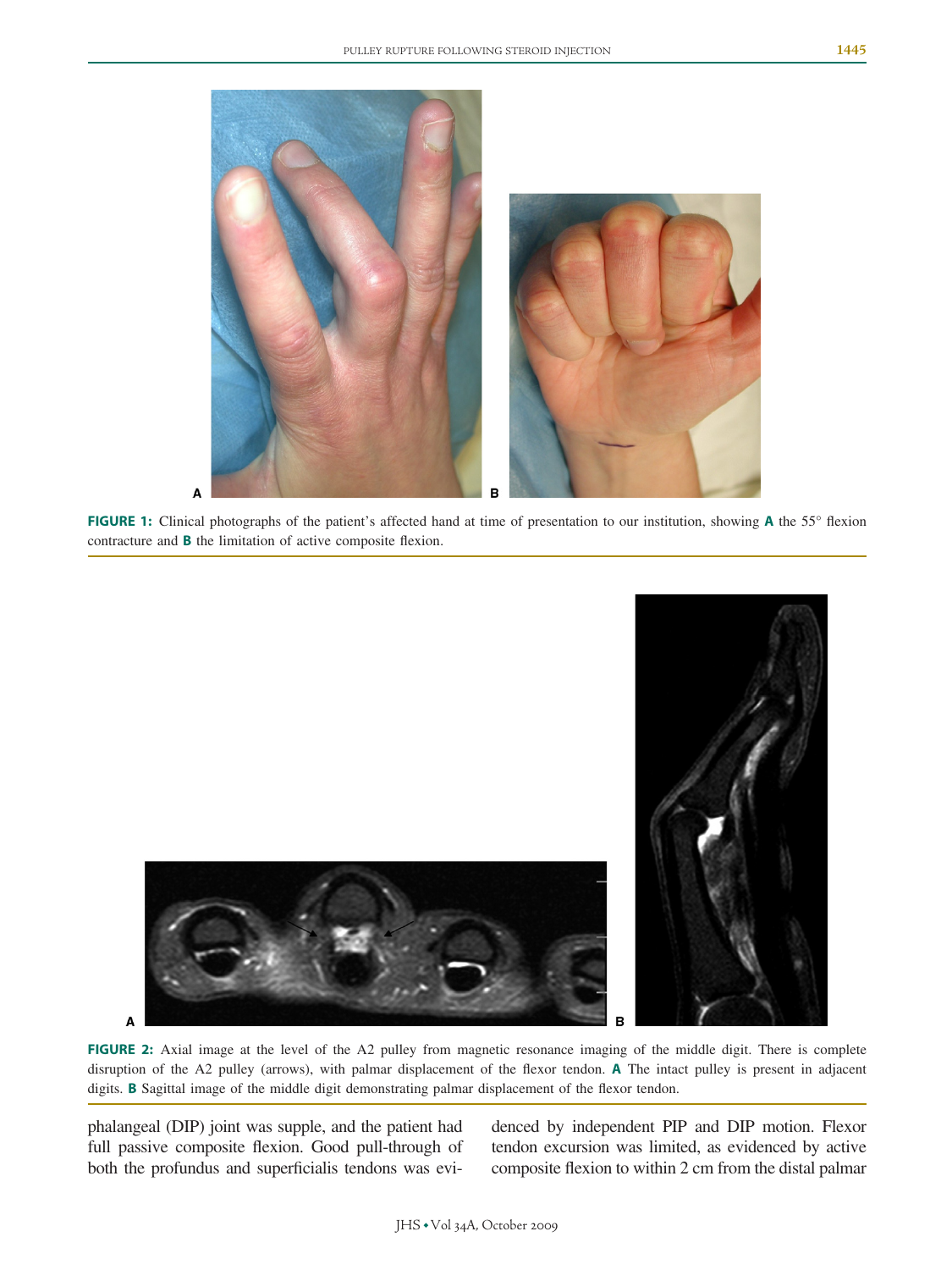**FIGURE 1:** Clinical photographs of the patient's affected hand at time of presentation to our institution, showing **A** the 55° flexion contracture and **B** the limitation of active composite flexion.

**FIGURE 2:** Axial image at the level of the A2 pulley from magnetic resonance imaging of the middle digit. There is complete disruption of the A2 pulley (arrows), with palmar displacement of the flexor tendon. **A** The intact pulley is present in adjacent digits. **B** Sagittal image of the middle digit demonstrating palmar displacement of the flexor tendon.

phalangeal (DIP) joint was supple, and the patient had full passive composite flexion. Good pull-through of both the profundus and superficialis tendons was evidenced by independent PIP and DIP motion. Flexor tendon excursion was limited, as evidenced by active composite flexion to within 2 cm from the distal palmar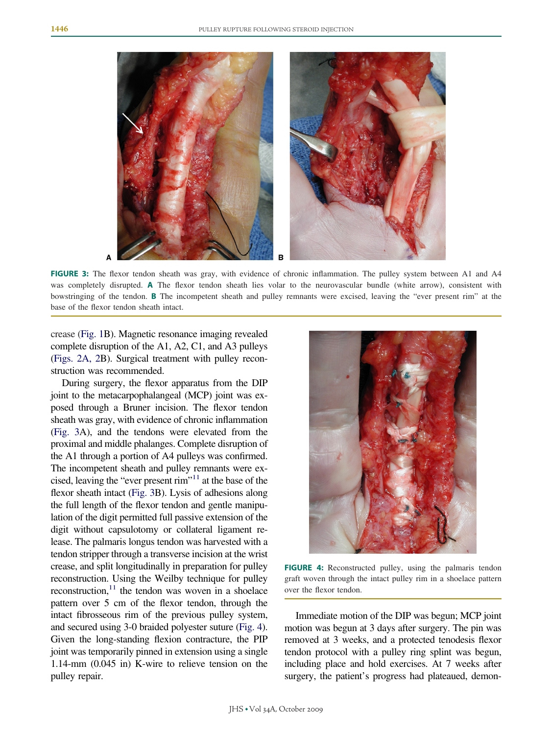FIGURE 3: The flexor tendon sheath was gray, with evidence of chronic inflammation. The pulley system between A1 and A4 was completely disrupted. **A** The flexor tendon sheath lies volar to the neurovascular bundle (white arrow), consistent with bowstringing of the tendon. **B** The incompetent sheath and pulley remnants were excised, leaving the "ever present rim" at the base of the flexor tendon sheath intact.

crease (Fig. 1B). Magnetic resonance imaging revealed complete disruption of the A1, A2, C1, and A3 pulleys (Figs. 2A, 2B). Surgical treatment with pulley reconstruction was recommended.

During surgery, the flexor apparatus from the DIP joint to the metacarpophalangeal (MCP) joint was exposed through a Bruner incision. The flexor tendon sheath was gray, with evidence of chronic inflammation (Fig. 3A), and the tendons were elevated from the proximal and middle phalanges. Complete disruption of the A1 through a portion of A4 pulleys was confirmed. The incompetent sheath and pulley remnants were excised, leaving the "ever present rim"[11] at the base of the flexor sheath intact (Fig. 3B). Lysis of adhesions along the full length of the flexor tendon and gentle manipulation of the digit permitted full passive extension of the digit without capsulotomy or collateral ligament release. The palmaris longus tendon was harvested with a tendon stripper through a transverse incision at the wrist crease, and split longitudinally in preparation for pulley reconstruction. Using the Weilby technique for pulley reconstruction,[11] the tendon was woven in a shoelace pattern over 5 cm of the flexor tendon, through the intact fibrosseous rim of the previous pulley system, and secured using 3-0 braided polyester suture (Fig. 4). Given the long-standing flexion contracture, the PIP joint was temporarily pinned in extension using a single 1.14-mm (0.045 in) K-wire to relieve tension on the pulley repair.

FIGURE 4: Reconstructed pulley, using the palmaris tendon graft woven through the intact pulley rim in a shoelace pattern over the flexor tendon.

Immediate motion of the DIP was begun; MCP joint motion was begun at 3 days after surgery. The pin was removed at 3 weeks, and a protected tenodesis flexor tendon protocol with a pulley ring splint was begun, including place and hold exercises. At 7 weeks after surgery, the patient's progress had plateaued, demon-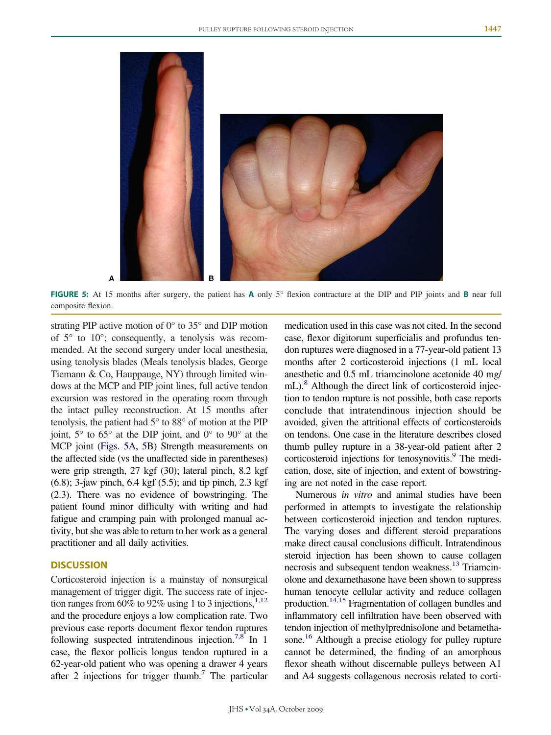FIGURE 5: At 15 months after surgery, the patient has **A** only 5° flexion contracture at the DIP and PIP joints and **B** near full composite flexion.

strating PIP active motion of 0° to 35° and DIP motion of 5° to 10°; consequently, a tenolysis was recommended. At the second surgery under local anesthesia, using tenolysis blades (Meals tenolysis blades, George Tiemann & Co, Hauppauge, NY) through limited windows at the MCP and PIP joint lines, full active tendon excursion was restored in the operating room through the intact pulley reconstruction. At 15 months after tenolysis, the patient had 5° to 88° of motion at the PIP joint, 5° to 65° at the DIP joint, and 0° to 90° at the MCP joint (Figs. 5A, 5B) Strength measurements on the affected side (vs the unaffected side in parentheses) were grip strength, 27 kgf (30); lateral pinch, 8.2 kgf (6.8); 3-jaw pinch, 6.4 kgf (5.5); and tip pinch, 2.3 kgf (2.3). There was no evidence of bowstringing. The patient found minor difficulty with writing and had fatigue and cramping pain with prolonged manual activity, but she was able to return to her work as a general practitioner and all daily activities.

## DISCUSSION

Corticosteroid injection is a mainstay of nonsurgical management of trigger digit. The success rate of injection ranges from 60% to 92% using 1 to 3 injections,[1,12] and the procedure enjoys a low complication rate. Two previous case reports document flexor tendon ruptures following suspected intratendinous injection.[7,8] In 1 case, the flexor pollicis longus tendon ruptured in a 62-year-old patient who was opening a drawer 4 years after 2 injections for trigger thumb.[7] The particular medication used in this case was not cited. In the second case, flexor digitorum superficialis and profundus tendon ruptures were diagnosed in a 77-year-old patient 13 months after 2 corticosteroid injections (1 mL local anesthetic and 0.5 mL triamcinolone acetonide 40 mg/mL).[8] Although the direct link of corticosteroid injection to tendon rupture is not possible, both case reports conclude that intratendinous injection should be avoided, given the attritional effects of corticosteroids on tendons. One case in the literature describes closed thumb pulley rupture in a 38-year-old patient after 2 corticosteroid injections for tenosynovitis.[9] The medication, dose, site of injection, and extent of bowstringing are not noted in the case report.

Numerous *in vitro* and animal studies have been performed in attempts to investigate the relationship between corticosteroid injection and tendon ruptures. The varying doses and different steroid preparations make direct causal conclusions difficult. Intratendinous steroid injection has been shown to cause collagen necrosis and subsequent tendon weakness.[13] Triamcinolone and dexamethasone have been shown to suppress human tenocyte cellular activity and reduce collagen production.[14,15] Fragmentation of collagen bundles and inflammatory cell infiltration have been observed with tendon injection of methylprednisolone and betamethasone.[16] Although a precise etiology for pulley rupture cannot be determined, the finding of an amorphous flexor sheath without discernable pulleys between A1 and A4 suggests collagenous necrosis related to corti-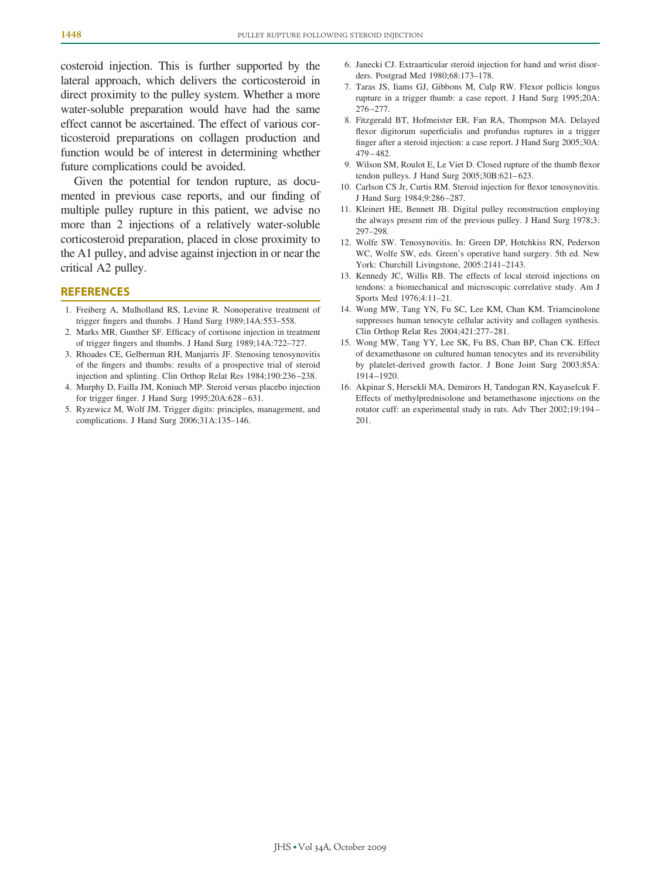costeroid injection. This is further supported by the lateral approach, which delivers the corticosteroid in direct proximity to the pulley system. Whether a more water-soluble preparation would have had the same effect cannot be ascertained. The effect of various corticosteroid preparations on collagen production and function would be of interest in determining whether future complications could be avoided.

Given the potential for tendon rupture, as documented in previous case reports, and our finding of multiple pulley rupture in this patient, we advise no more than 2 injections of a relatively water-soluble corticosteroid preparation, placed in close proximity to the A1 pulley, and advise against injection in or near the critical A2 pulley.

## REFERENCES

1. Freiberg A, Mulholland RS, Levine R. Nonoperative treatment of trigger fingers and thumbs. J Hand Surg 1989;14A:553–558.
2. Marks MR, Gunther SF. Efficacy of cortisone injection in treatment of trigger fingers and thumbs. J Hand Surg 1989;14A:722–727.
3. Rhoades CE, Gelberman RH, Manjarris JF. Stenosing tenosynovitis of the fingers and thumbs: results of a prospective trial of steroid injection and splinting. Clin Orthop Relat Res 1984;190:236–238.
4. Murphy D, Failla JM, Koniuch MP. Steroid versus placebo injection for trigger finger. J Hand Surg 1995;20A:628–631.
5. Ryzewicz M, Wolf JM. Trigger digits: principles, management, and complications. J Hand Surg 2006;31A:135–146.
6. Janecki CJ. Extraarticular steroid injection for hand and wrist disorders. Postgrad Med 1980;68:173–178.
7. Taras JS, Iiams GJ, Gibbons M, Culp RW. Flexor pollicis longus rupture in a trigger thumb: a case report. J Hand Surg 1995;20A: 276–277.
8. Fitzgerald BT, Hofmeister ER, Fan RA, Thompson MA. Delayed flexor digitorum superficialis and profundus ruptures in a trigger finger after a steroid injection: a case report. J Hand Surg 2005;30A: 479–482.
9. Wilson SM, Roulot E, Le Viet D. Closed rupture of the thumb flexor tendon pulleys. J Hand Surg 2005;30B:621–623.
10. Carlson CS Jr, Curtis RM. Steroid injection for flexor tenosynovitis. J Hand Surg 1984;9:286–287.
11. Kleinert HE, Bennett JB. Digital pulley reconstruction employing the always present rim of the previous pulley. J Hand Surg 1978;3: 297–298.
12. Wolfe SW. Tenosynovitis. In: Green DP, Hotchkiss RN, Pederson WC, Wolfe SW, eds. Green's operative hand surgery. 5th ed. New York: Churchill Livingstone, 2005:2141–2143.
13. Kennedy JC, Willis RB. The effects of local steroid injections on tendons: a biomechanical and microscopic correlative study. Am J Sports Med 1976;4:11–21.
14. Wong MW, Tang YN, Fu SC, Lee KM, Chan KM. Triamcinolone suppresses human tenocyte cellular activity and collagen synthesis. Clin Orthop Relat Res 2004;421:277–281.
15. Wong MW, Tang YY, Lee SK, Fu BS, Chan BP, Chan CK. Effect of dexamethasone on cultured human tenocytes and its reversibility by platelet-derived growth factor. J Bone Joint Surg 2003;85A: 1914–1920.
16. Akpinar S, Hersekli MA, Demirors H, Tandogan RN, Kayaselcuk F. Effects of methylprednisolone and betamethasone injections on the rotator cuff: an experimental study in rats. Adv Ther 2002;19:194–201.